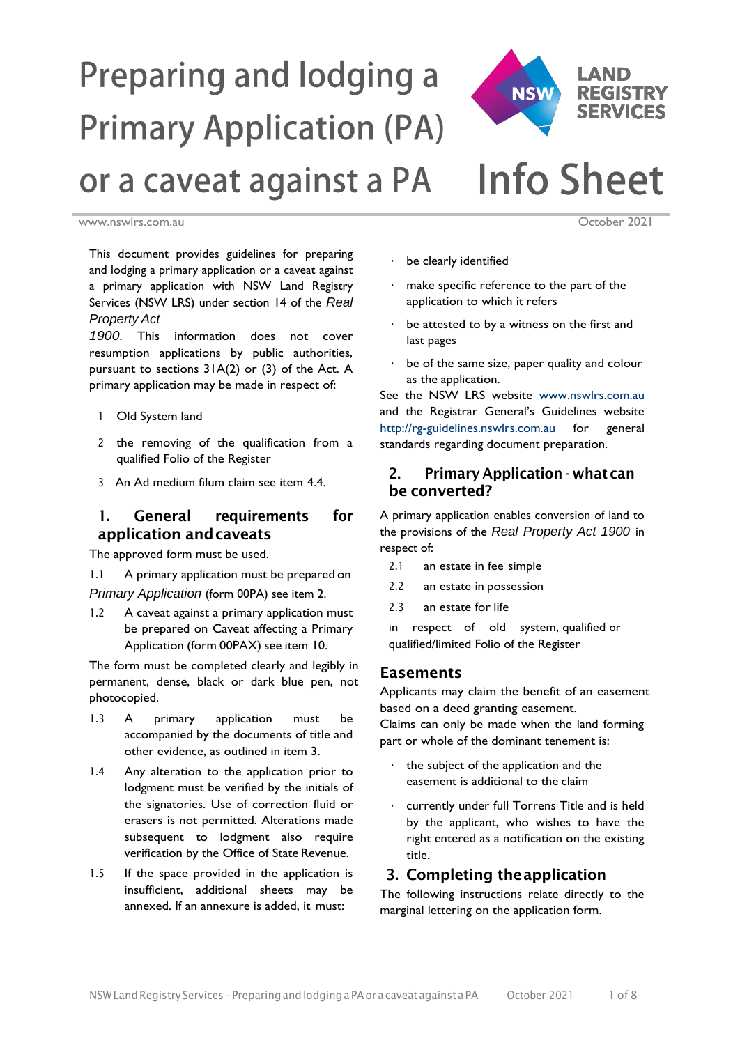# Preparing and lodging a Primary Application (PA) or a caveat against a PA

**Info Sheet**

www.nswlrs.com.au

October 2021

This document provides guidelines for preparing and lodging a primary application or a caveat against a primary application with NSW Land Registry Services (NSW LRS) under section 14 of the *Real Property Act 1900*. This information does not cover resumption applications by public authorities, pursuant to sections 31A(2) or (3) of the Act. A primary application may be made in respect of:

1. Old System land
2. the removing of the qualification from a qualified Folio of the Register
3. An Ad medium filum claim see item 4.4.

## 1. General requirements for application and caveats

The approved form must be used.

1.1 A primary application must be prepared on *Primary Application* (form 00PA) see item 2.

1.2 A caveat against a primary application must be prepared on Caveat affecting a Primary Application (form 00PAX) see item 10.

The form must be completed clearly and legibly in permanent, dense, black or dark blue pen, not photocopied.

1.3 A primary application must be accompanied by the documents of title and other evidence, as outlined in item 3.

1.4 Any alteration to the application prior to lodgment must be verified by the initials of the signatories. Use of correction fluid or erasers is not permitted. Alterations made subsequent to lodgment also require verification by the Office of State Revenue.

1.5 If the space provided in the application is insufficient, additional sheets may be annexed. If an annexure is added, it must:

- be clearly identified
- make specific reference to the part of the application to which it refers
- be attested to by a witness on the first and last pages
- be of the same size, paper quality and colour as the application.

See the NSW LRS website www.nswlrs.com.au and the Registrar General's Guidelines website http://rg-guidelines.nswlrs.com.au for general standards regarding document preparation.

## 2. Primary Application - what can be converted?

A primary application enables conversion of land to the provisions of the *Real Property Act 1900* in respect of:

2.1 an estate in fee simple

2.2 an estate in possession

2.3 an estate for life

in respect of old system, qualified or qualified/limited Folio of the Register

## Easements

Applicants may claim the benefit of an easement based on a deed granting easement.

Claims can only be made when the land forming part or whole of the dominant tenement is:

- the subject of the application and the easement is additional to the claim
- currently under full Torrens Title and is held by the applicant, who wishes to have the right entered as a notification on the existing title.

## 3. Completing the application

The following instructions relate directly to the marginal lettering on the application form.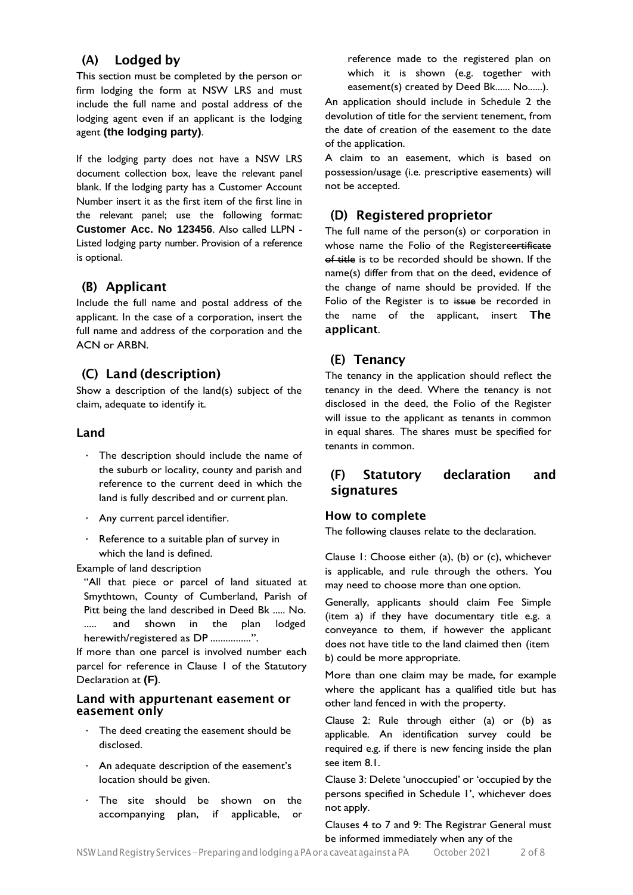## (A) Lodged by

This section must be completed by the person or firm lodging the form at NSW LRS and must include the full name and postal address of the lodging agent even if an applicant is the lodging agent **(the lodging party)**.

If the lodging party does not have a NSW LRS document collection box, leave the relevant panel blank. If the lodging party has a Customer Account Number insert it as the first item of the first line in the relevant panel; use the following format: **Customer Acc. No 123456**. Also called LLPN - Listed lodging party number. Provision of a reference is optional.

## (B) Applicant

Include the full name and postal address of the applicant. In the case of a corporation, insert the full name and address of the corporation and the ACN or ARBN.

## (C) Land (description)

Show a description of the land(s) subject of the claim, adequate to identify it.

### Land

- The description should include the name of the suburb or locality, county and parish and reference to the current deed in which the land is fully described and or current plan.
- Any current parcel identifier.
- Reference to a suitable plan of survey in which the land is defined.

Example of land description

"All that piece or parcel of land situated at Smythtown, County of Cumberland, Parish of Pitt being the land described in Deed Bk ..... No. ..... and shown in the plan lodged herewith/registered as DP ................".

If more than one parcel is involved number each parcel for reference in Clause 1 of the Statutory Declaration at **(F)**.

### Land with appurtenant easement or easement only

- The deed creating the easement should be disclosed.
- An adequate description of the easement's location should be given.
- The site should be shown on the accompanying plan, if applicable, or reference made to the registered plan on which it is shown (e.g. together with easement(s) created by Deed Bk...... No......).

An application should include in Schedule 2 the devolution of title for the servient tenement, from the date of creation of the easement to the date of the application.

A claim to an easement, which is based on possession/usage (i.e. prescriptive easements) will not be accepted.

## (D) Registered proprietor

The full name of the person(s) or corporation in whose name the Folio of the Register~~certificate of title~~ is to be recorded should be shown. If the name(s) differ from that on the deed, evidence of the change of name should be provided. If the Folio of the Register is to ~~issue~~ be recorded in the name of the applicant, insert **The applicant**.

## (E) Tenancy

The tenancy in the application should reflect the tenancy in the deed. Where the tenancy is not disclosed in the deed, the Folio of the Register will issue to the applicant as tenants in common in equal shares. The shares must be specified for tenants in common.

## (F) Statutory declaration and signatures

### How to complete

The following clauses relate to the declaration.

Clause 1: Choose either (a), (b) or (c), whichever is applicable, and rule through the others. You may need to choose more than one option.

Generally, applicants should claim Fee Simple (item a) if they have documentary title e.g. a conveyance to them, if however the applicant does not have title to the land claimed then (item b) could be more appropriate.

More than one claim may be made, for example where the applicant has a qualified title but has other land fenced in with the property.

Clause 2: Rule through either (a) or (b) as applicable. An identification survey could be required e.g. if there is new fencing inside the plan see item 8.1.

Clause 3: Delete 'unoccupied' or 'occupied by the persons specified in Schedule 1', whichever does not apply.

Clauses 4 to 7 and 9: The Registrar General must be informed immediately when any of the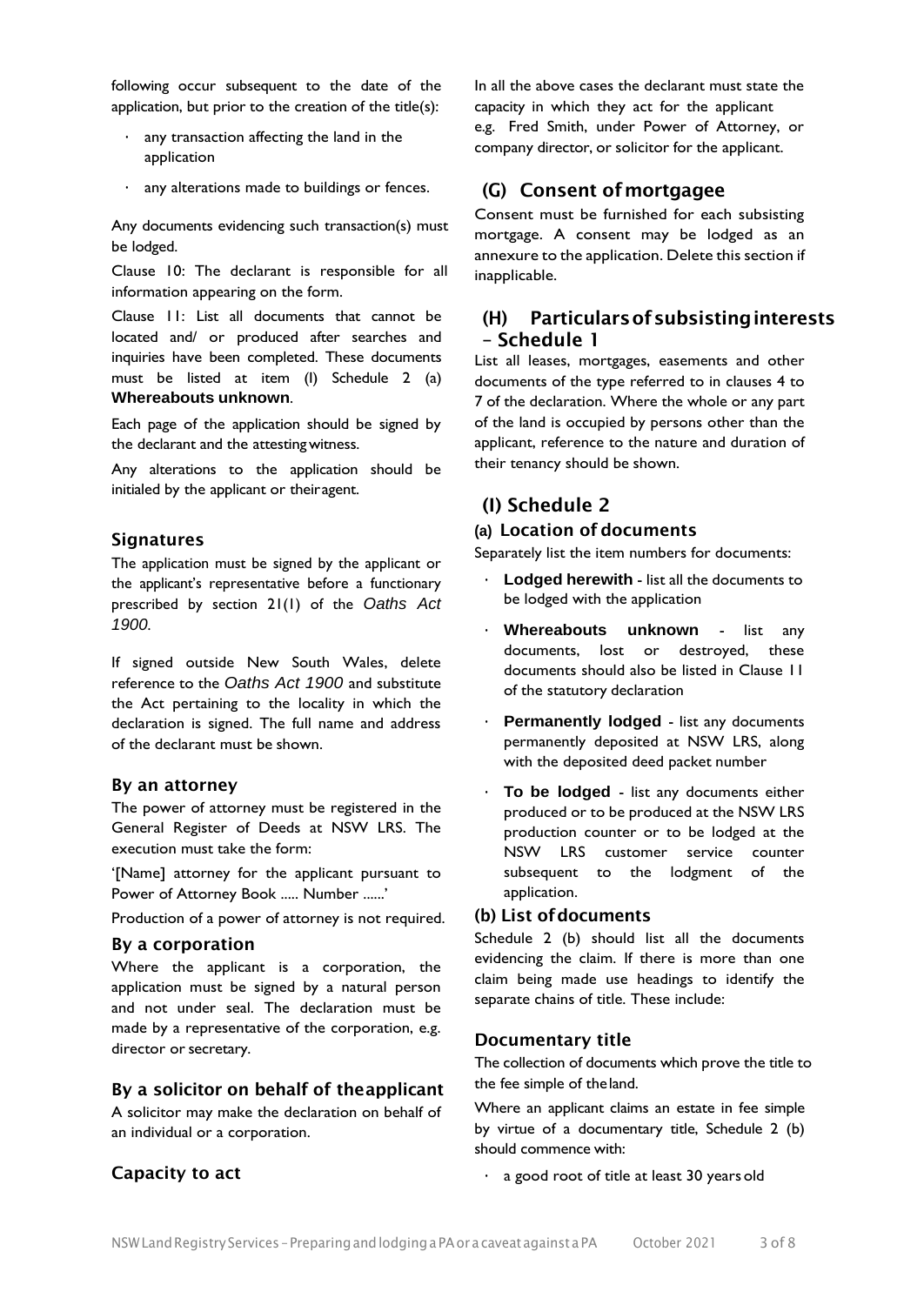following occur subsequent to the date of the application, but prior to the creation of the title(s):

- any transaction affecting the land in the application
- any alterations made to buildings or fences.

Any documents evidencing such transaction(s) must be lodged.

Clause 10: The declarant is responsible for all information appearing on the form.

Clause 11: List all documents that cannot be located and/ or produced after searches and inquiries have been completed. These documents must be listed at item (I) Schedule 2 (a) **Whereabouts unknown**.

Each page of the application should be signed by the declarant and the attesting witness.

Any alterations to the application should be initialed by the applicant or their agent.

### Signatures

The application must be signed by the applicant or the applicant's representative before a functionary prescribed by section 21(1) of the *Oaths Act 1900*.

If signed outside New South Wales, delete reference to the *Oaths Act 1900* and substitute the Act pertaining to the locality in which the declaration is signed. The full name and address of the declarant must be shown.

#### By an attorney

The power of attorney must be registered in the General Register of Deeds at NSW LRS. The execution must take the form:

'[Name] attorney for the applicant pursuant to Power of Attorney Book ..... Number ......'

Production of a power of attorney is not required.

#### By a corporation

Where the applicant is a corporation, the application must be signed by a natural person and not under seal. The declaration must be made by a representative of the corporation, e.g. director or secretary.

#### By a solicitor on behalf of the applicant

A solicitor may make the declaration on behalf of an individual or a corporation.

#### Capacity to act

In all the above cases the declarant must state the capacity in which they act for the applicant e.g. Fred Smith, under Power of Attorney, or company director, or solicitor for the applicant.

## (G) Consent of mortgagee

Consent must be furnished for each subsisting mortgage. A consent may be lodged as an annexure to the application. Delete this section if inapplicable.

## (H) Particulars of subsisting interests – Schedule 1

List all leases, mortgages, easements and other documents of the type referred to in clauses 4 to 7 of the declaration. Where the whole or any part of the land is occupied by persons other than the applicant, reference to the nature and duration of their tenancy should be shown.

## (I) Schedule 2

### (a) Location of documents

Separately list the item numbers for documents:

- **Lodged herewith** - list all the documents to be lodged with the application
- **Whereabouts unknown** - list any documents, lost or destroyed, these documents should also be listed in Clause 11 of the statutory declaration
- **Permanently lodged** - list any documents permanently deposited at NSW LRS, along with the deposited deed packet number
- **To be lodged** - list any documents either produced or to be produced at the NSW LRS production counter or to be lodged at the NSW LRS customer service counter subsequent to the lodgment of the application.

### (b) List of documents

Schedule 2 (b) should list all the documents evidencing the claim. If there is more than one claim being made use headings to identify the separate chains of title. These include:

#### Documentary title

The collection of documents which prove the title to the fee simple of the land.

Where an applicant claims an estate in fee simple by virtue of a documentary title, Schedule 2 (b) should commence with:

- a good root of title at least 30 years old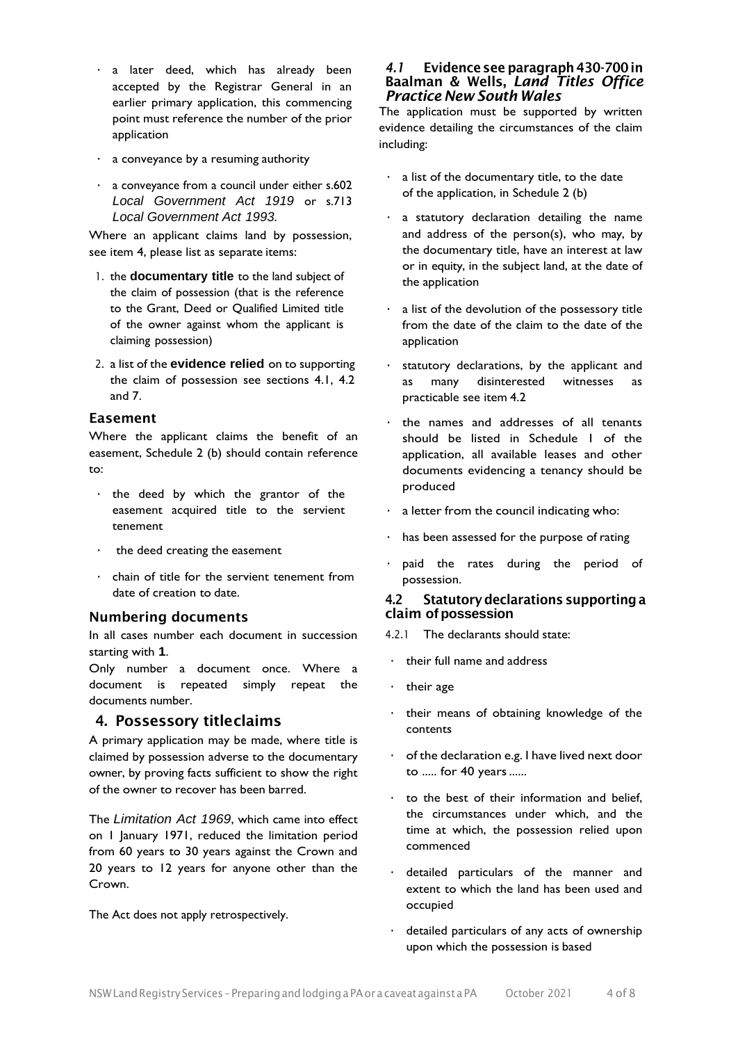- a later deed, which has already been accepted by the Registrar General in an earlier primary application, this commencing point must reference the number of the prior application
- a conveyance by a resuming authority
- a conveyance from a council under either s.602 *Local Government Act 1919* or s.713 *Local Government Act 1993.*

Where an applicant claims land by possession, see item 4, please list as separate items:

1. the **documentary title** to the land subject of the claim of possession (that is the reference to the Grant, Deed or Qualified Limited title of the owner against whom the applicant is claiming possession)
2. a list of the **evidence relied** on to supporting the claim of possession see sections 4.1, 4.2 and 7.

### Easement

Where the applicant claims the benefit of an easement, Schedule 2 (b) should contain reference to:

- the deed by which the grantor of the easement acquired title to the servient tenement
- the deed creating the easement
- chain of title for the servient tenement from date of creation to date.

### Numbering documents

In all cases number each document in succession starting with **1**.

Only number a document once. Where a document is repeated simply repeat the documents number.

## 4. Possessory titleclaims

A primary application may be made, where title is claimed by possession adverse to the documentary owner, by proving facts sufficient to show the right of the owner to recover has been barred.

The *Limitation Act 1969*, which came into effect on 1 January 1971, reduced the limitation period from 60 years to 30 years against the Crown and 20 years to 12 years for anyone other than the Crown.

The Act does not apply retrospectively.

### *4.1* Evidence see paragraph 430-700 in Baalman & Wells, *Land Titles Office Practice New South Wales*

The application must be supported by written evidence detailing the circumstances of the claim including:

- a list of the documentary title, to the date of the application, in Schedule 2 (b)
- a statutory declaration detailing the name and address of the person(s), who may, by the documentary title, have an interest at law or in equity, in the subject land, at the date of the application
- a list of the devolution of the possessory title from the date of the claim to the date of the application
- statutory declarations, by the applicant and as many disinterested witnesses as practicable see item 4.2
- the names and addresses of all tenants should be listed in Schedule 1 of the application, all available leases and other documents evidencing a tenancy should be produced
- a letter from the council indicating who:
- has been assessed for the purpose of rating
- paid the rates during the period of possession.

### 4.2 Statutory declarations supporting a claim of possession

4.2.1 The declarants should state:

- their full name and address
- their age
- their means of obtaining knowledge of the contents
- of the declaration e.g. I have lived next door to ..... for 40 years ......
- to the best of their information and belief, the circumstances under which, and the time at which, the possession relied upon commenced
- detailed particulars of the manner and extent to which the land has been used and occupied
- detailed particulars of any acts of ownership upon which the possession is based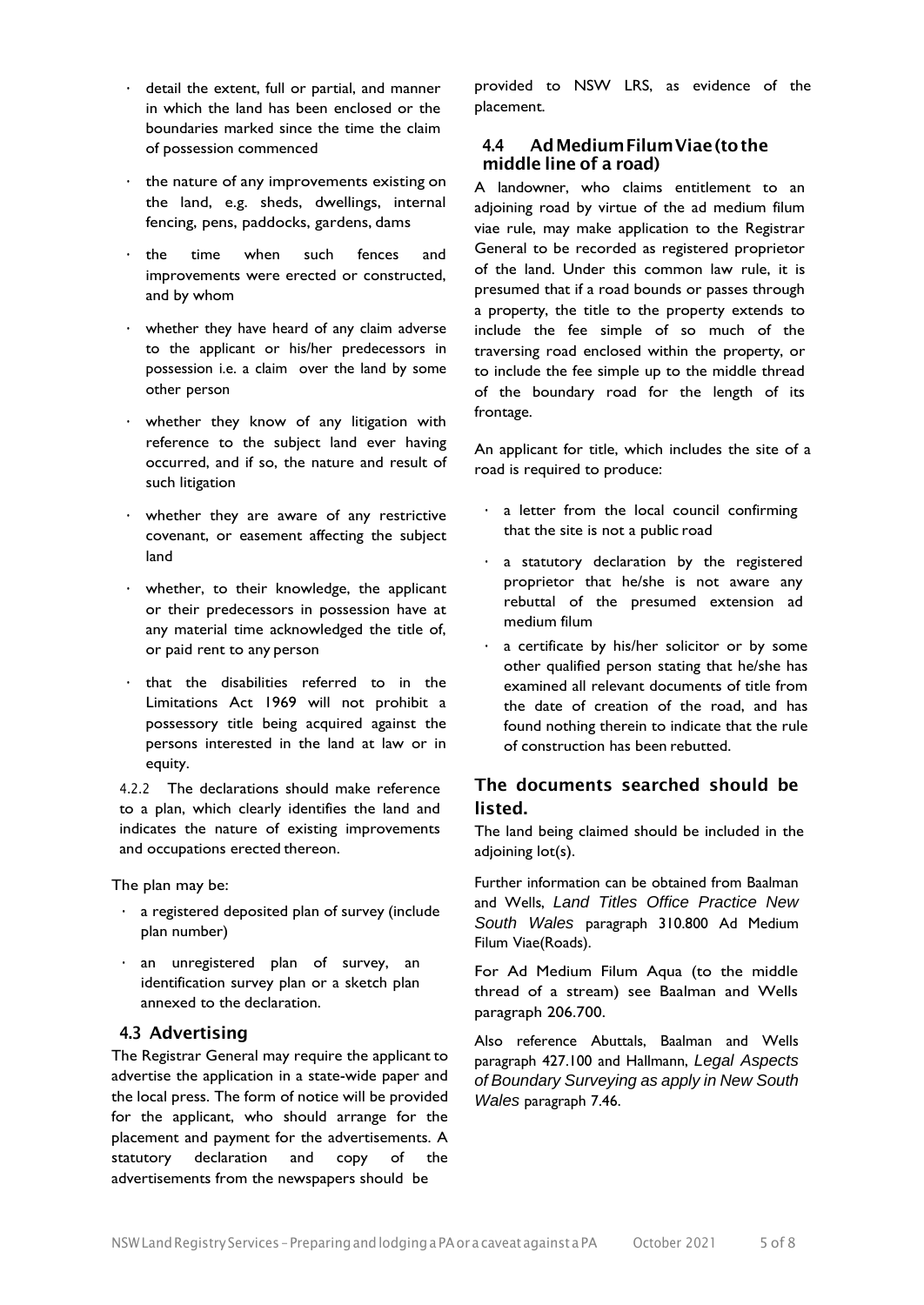- detail the extent, full or partial, and manner in which the land has been enclosed or the boundaries marked since the time the claim of possession commenced
- the nature of any improvements existing on the land, e.g. sheds, dwellings, internal fencing, pens, paddocks, gardens, dams
- the time when such fences and improvements were erected or constructed, and by whom
- whether they have heard of any claim adverse to the applicant or his/her predecessors in possession i.e. a claim over the land by some other person
- whether they know of any litigation with reference to the subject land ever having occurred, and if so, the nature and result of such litigation
- whether they are aware of any restrictive covenant, or easement affecting the subject land
- whether, to their knowledge, the applicant or their predecessors in possession have at any material time acknowledged the title of, or paid rent to any person
- that the disabilities referred to in the Limitations Act 1969 will not prohibit a possessory title being acquired against the persons interested in the land at law or in equity.

4.2.2 The declarations should make reference to a plan, which clearly identifies the land and indicates the nature of existing improvements and occupations erected thereon.

The plan may be:

- a registered deposited plan of survey (include plan number)
- an unregistered plan of survey, an identification survey plan or a sketch plan annexed to the declaration.

## 4.3 Advertising

The Registrar General may require the applicant to advertise the application in a state-wide paper and the local press. The form of notice will be provided for the applicant, who should arrange for the placement and payment for the advertisements. A statutory declaration and copy of the advertisements from the newspapers should be provided to NSW LRS, as evidence of the placement.

## 4.4 Ad Medium Filum Viae (to the middle line of a road)

A landowner, who claims entitlement to an adjoining road by virtue of the ad medium filum viae rule, may make application to the Registrar General to be recorded as registered proprietor of the land. Under this common law rule, it is presumed that if a road bounds or passes through a property, the title to the property extends to include the fee simple of so much of the traversing road enclosed within the property, or to include the fee simple up to the middle thread of the boundary road for the length of its frontage.

An applicant for title, which includes the site of a road is required to produce:

- a letter from the local council confirming that the site is not a public road
- a statutory declaration by the registered proprietor that he/she is not aware any rebuttal of the presumed extension ad medium filum
- a certificate by his/her solicitor or by some other qualified person stating that he/she has examined all relevant documents of title from the date of creation of the road, and has found nothing therein to indicate that the rule of construction has been rebutted.

## The documents searched should be listed.

The land being claimed should be included in the adjoining lot(s).

Further information can be obtained from Baalman and Wells, *Land Titles Office Practice New South Wales* paragraph 310.800 Ad Medium Filum Viae(Roads).

For Ad Medium Filum Aqua (to the middle thread of a stream) see Baalman and Wells paragraph 206.700.

Also reference Abuttals, Baalman and Wells paragraph 427.100 and Hallmann, *Legal Aspects of Boundary Surveying as apply in New South Wales* paragraph 7.46.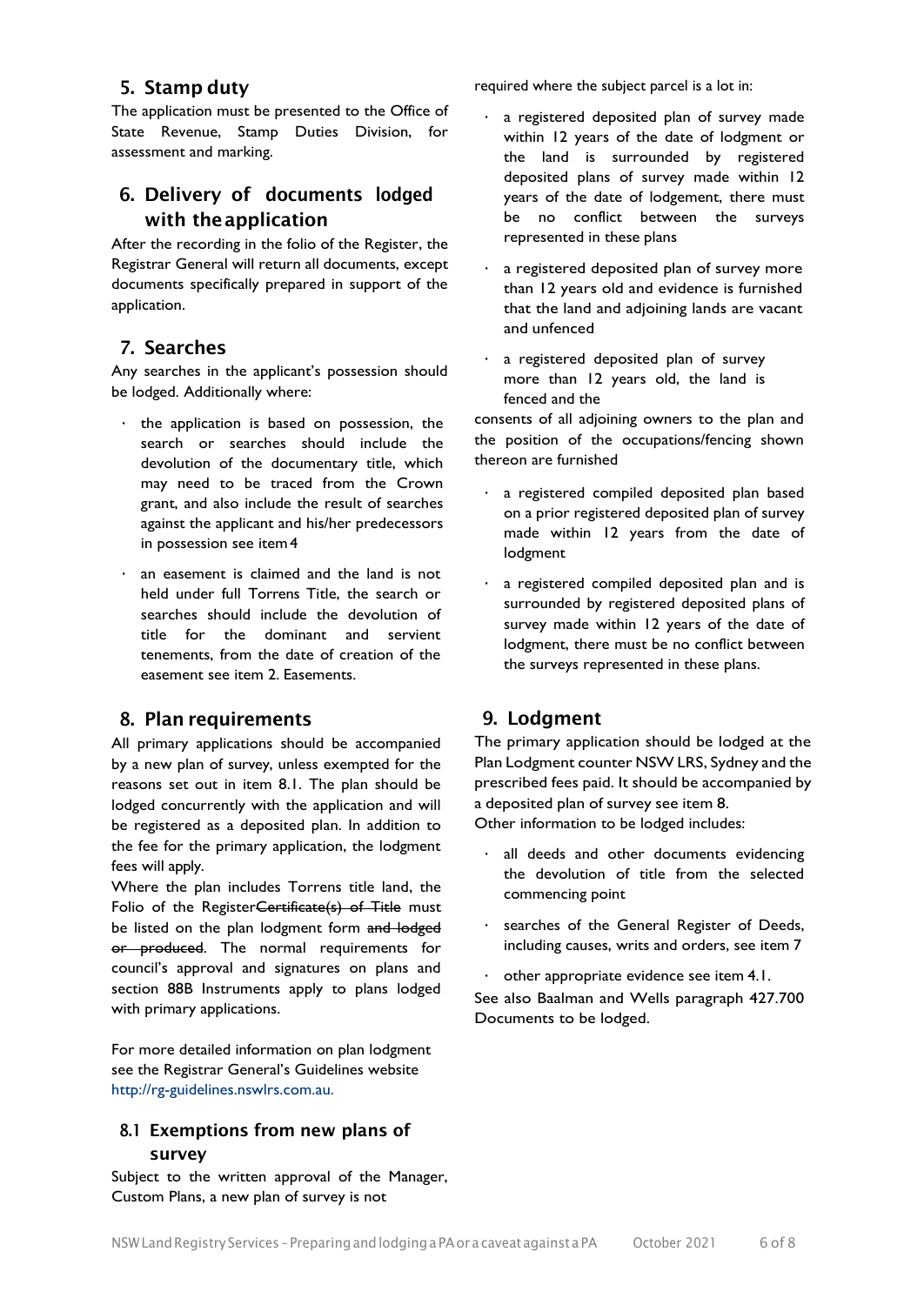## 5. Stamp duty

The application must be presented to the Office of State Revenue, Stamp Duties Division, for assessment and marking.

## 6. Delivery of documents lodged with the application

After the recording in the folio of the Register, the Registrar General will return all documents, except documents specifically prepared in support of the application.

## 7. Searches

Any searches in the applicant's possession should be lodged. Additionally where:

- the application is based on possession, the search or searches should include the devolution of the documentary title, which may need to be traced from the Crown grant, and also include the result of searches against the applicant and his/her predecessors in possession see item 4
- an easement is claimed and the land is not held under full Torrens Title, the search or searches should include the devolution of title for the dominant and servient tenements, from the date of creation of the easement see item 2. Easements.

## 8. Plan requirements

All primary applications should be accompanied by a new plan of survey, unless exempted for the reasons set out in item 8.1. The plan should be lodged concurrently with the application and will be registered as a deposited plan. In addition to the fee for the primary application, the lodgment fees will apply.

Where the plan includes Torrens title land, the Folio of the Register~~Certificate(s) of Title~~ must be listed on the plan lodgment form ~~and lodged or produced~~. The normal requirements for council's approval and signatures on plans and section 88B Instruments apply to plans lodged with primary applications.

For more detailed information on plan lodgment see the Registrar General's Guidelines website http://rg-guidelines.nswlrs.com.au.

### 8.1 Exemptions from new plans of survey

Subject to the written approval of the Manager, Custom Plans, a new plan of survey is not required where the subject parcel is a lot in:

- a registered deposited plan of survey made within 12 years of the date of lodgment or the land is surrounded by registered deposited plans of survey made within 12 years of the date of lodgement, there must be no conflict between the surveys represented in these plans
- a registered deposited plan of survey more than 12 years old and evidence is furnished that the land and adjoining lands are vacant and unfenced
- a registered deposited plan of survey more than 12 years old, the land is fenced and the

consents of all adjoining owners to the plan and the position of the occupations/fencing shown thereon are furnished

- a registered compiled deposited plan based on a prior registered deposited plan of survey made within 12 years from the date of lodgment
- a registered compiled deposited plan and is surrounded by registered deposited plans of survey made within 12 years of the date of lodgment, there must be no conflict between the surveys represented in these plans.

## 9. Lodgment

The primary application should be lodged at the Plan Lodgment counter NSW LRS, Sydney and the prescribed fees paid. It should be accompanied by a deposited plan of survey see item 8.

Other information to be lodged includes:

- all deeds and other documents evidencing the devolution of title from the selected commencing point
- searches of the General Register of Deeds, including causes, writs and orders, see item 7
- other appropriate evidence see item 4.1.

See also Baalman and Wells paragraph 427.700 Documents to be lodged.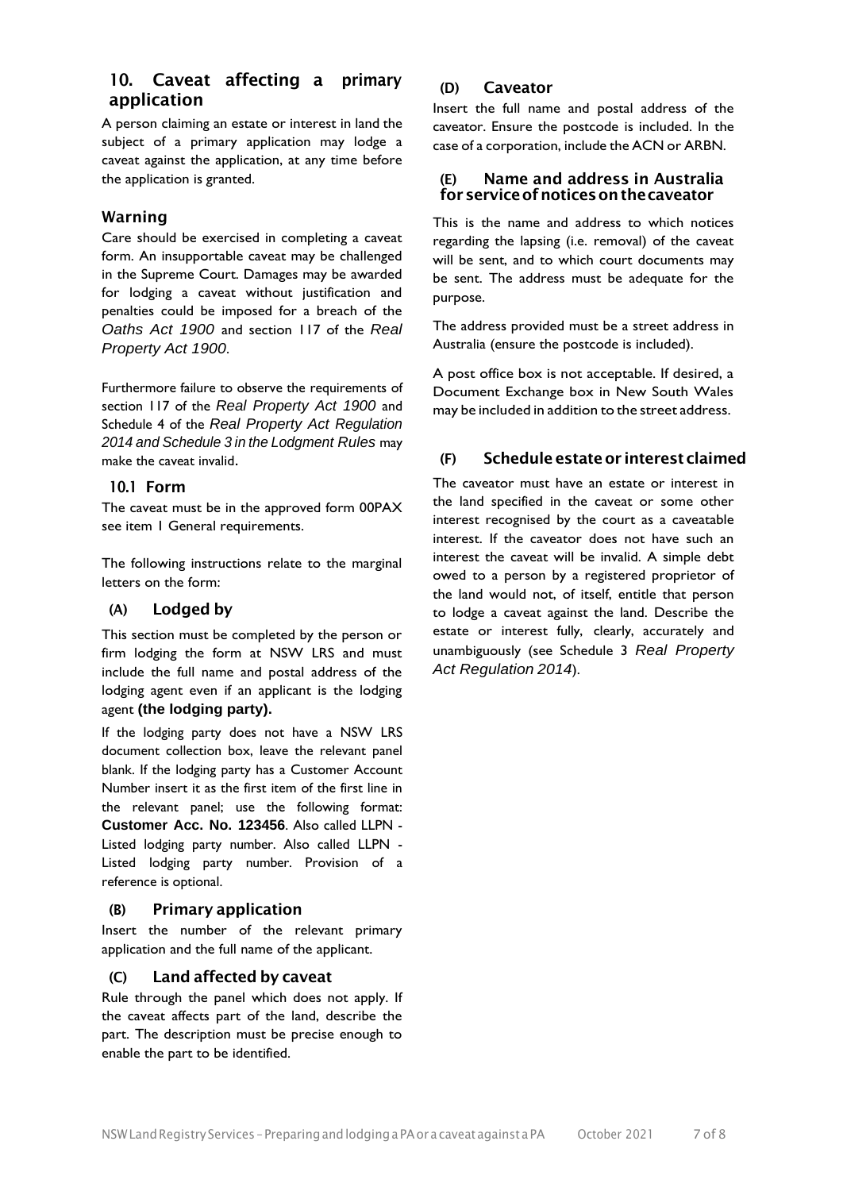## 10. Caveat affecting a primary application

A person claiming an estate or interest in land the subject of a primary application may lodge a caveat against the application, at any time before the application is granted.

### Warning

Care should be exercised in completing a caveat form. An insupportable caveat may be challenged in the Supreme Court. Damages may be awarded for lodging a caveat without justification and penalties could be imposed for a breach of the *Oaths Act 1900* and section 117 of the *Real Property Act 1900*.

Furthermore failure to observe the requirements of section 117 of the *Real Property Act 1900* and Schedule 4 of the *Real Property Act Regulation 2014 and Schedule 3 in the Lodgment Rules* may make the caveat invalid.

### 10.1 Form

The caveat must be in the approved form 00PAX see item 1 General requirements.

The following instructions relate to the marginal letters on the form:

### (A) Lodged by

This section must be completed by the person or firm lodging the form at NSW LRS and must include the full name and postal address of the lodging agent even if an applicant is the lodging agent **(the lodging party).**

If the lodging party does not have a NSW LRS document collection box, leave the relevant panel blank. If the lodging party has a Customer Account Number insert it as the first item of the first line in the relevant panel; use the following format: **Customer Acc. No. 123456**. Also called LLPN - Listed lodging party number. Also called LLPN - Listed lodging party number. Provision of a reference is optional.

### (B) Primary application

Insert the number of the relevant primary application and the full name of the applicant.

### (C) Land affected by caveat

Rule through the panel which does not apply. If the caveat affects part of the land, describe the part. The description must be precise enough to enable the part to be identified.

### (D) Caveator

Insert the full name and postal address of the caveator. Ensure the postcode is included. In the case of a corporation, include the ACN or ARBN.

### (E) Name and address in Australia for service of notices on the caveator

This is the name and address to which notices regarding the lapsing (i.e. removal) of the caveat will be sent, and to which court documents may be sent. The address must be adequate for the purpose.

The address provided must be a street address in Australia (ensure the postcode is included).

A post office box is not acceptable. If desired, a Document Exchange box in New South Wales may be included in addition to the street address.

### (F) Schedule estate or interest claimed

The caveator must have an estate or interest in the land specified in the caveat or some other interest recognised by the court as a caveatable interest. If the caveator does not have such an interest the caveat will be invalid. A simple debt owed to a person by a registered proprietor of the land would not, of itself, entitle that person to lodge a caveat against the land. Describe the estate or interest fully, clearly, accurately and unambiguously (see Schedule 3 *Real Property Act Regulation 2014*).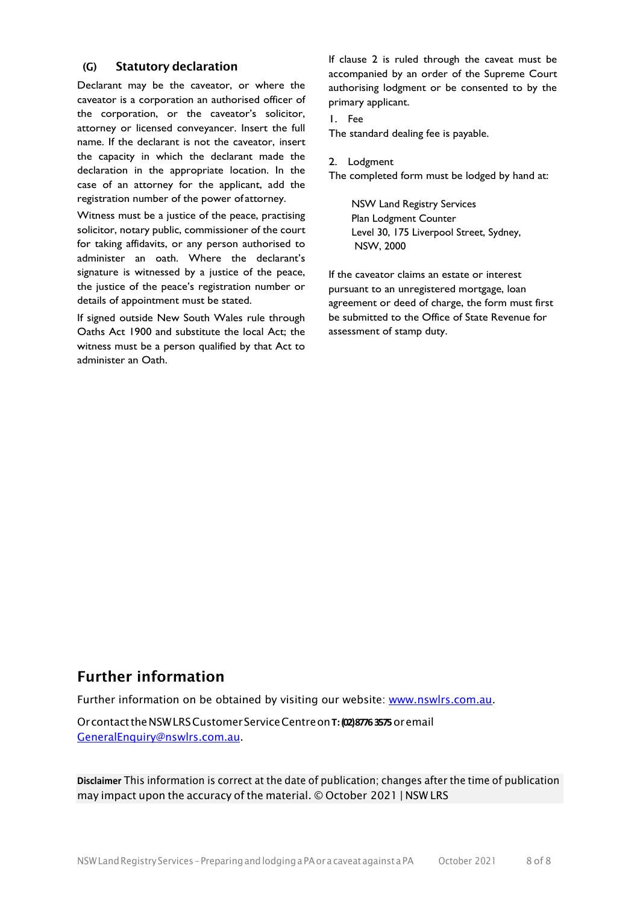### (G) Statutory declaration

Declarant may be the caveator, or where the caveator is a corporation an authorised officer of the corporation, or the caveator's solicitor, attorney or licensed conveyancer. Insert the full name. If the declarant is not the caveator, insert the capacity in which the declarant made the declaration in the appropriate location. In the case of an attorney for the applicant, add the registration number of the power of attorney.

Witness must be a justice of the peace, practising solicitor, notary public, commissioner of the court for taking affidavits, or any person authorised to administer an oath. Where the declarant's signature is witnessed by a justice of the peace, the justice of the peace's registration number or details of appointment must be stated.

If signed outside New South Wales rule through Oaths Act 1900 and substitute the local Act; the witness must be a person qualified by that Act to administer an Oath.

If clause 2 is ruled through the caveat must be accompanied by an order of the Supreme Court authorising lodgment or be consented to by the primary applicant.

1. Fee

The standard dealing fee is payable.

2. Lodgment

The completed form must be lodged by hand at:

NSW Land Registry Services
Plan Lodgment Counter
Level 30, 175 Liverpool Street, Sydney,
NSW, 2000

If the caveator claims an estate or interest pursuant to an unregistered mortgage, loan agreement or deed of charge, the form must first be submitted to the Office of State Revenue for assessment of stamp duty.

## Further information

Further information on be obtained by visiting our website: www.nswlrs.com.au.

Or contact the NSW LRS Customer Service Centre on **T: (02) 8776 3575** or email GeneralEnquiry@nswlrs.com.au.

**Disclaimer** This information is correct at the date of publication; changes after the time of publication may impact upon the accuracy of the material. © October 2021 | NSW LRS